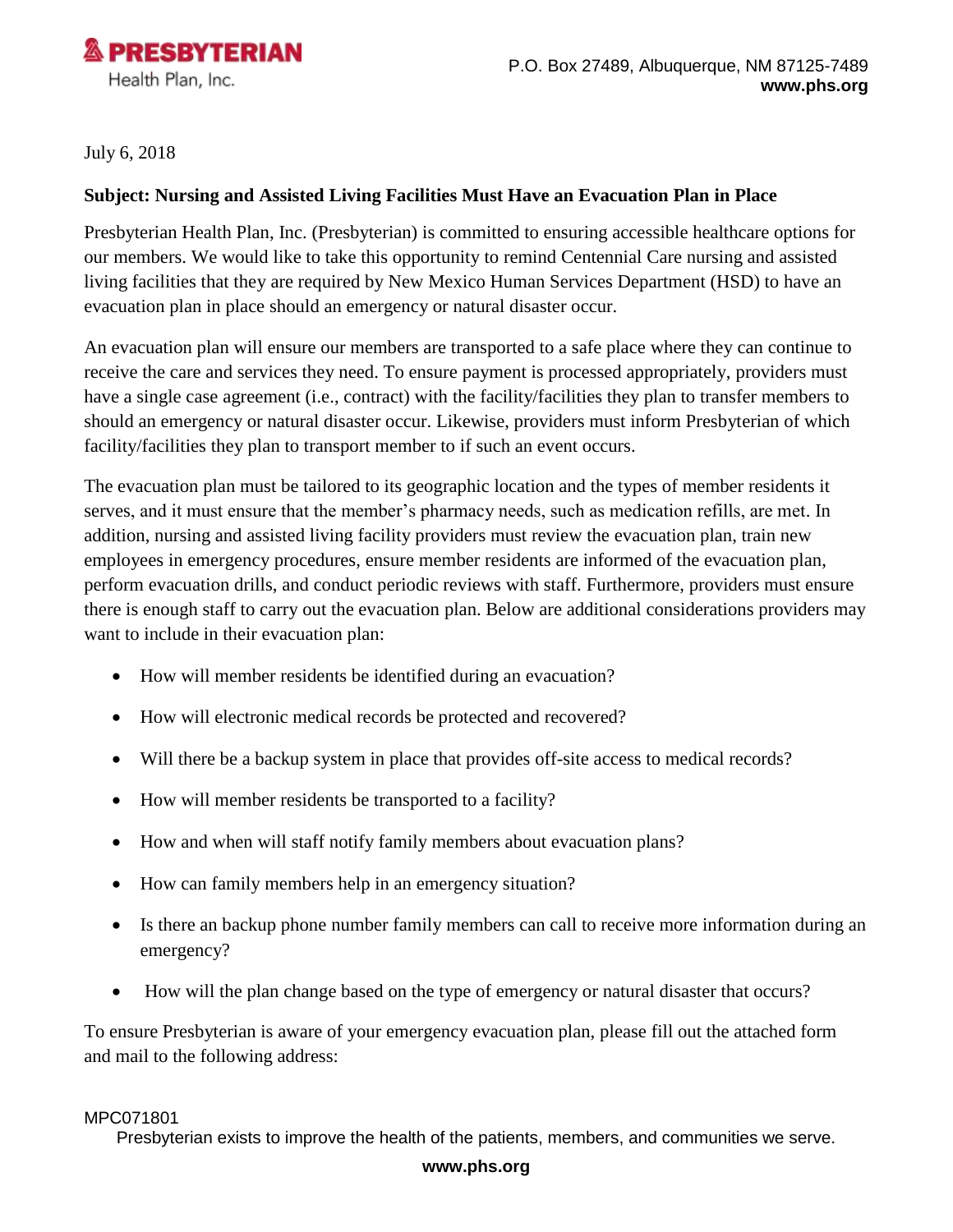**PRESBYTERIAN**
Health Plan, Inc.

P.O. Box 27489, Albuquerque, NM 87125-7489
**www.phs.org**

July 6, 2018

**Subject: Nursing and Assisted Living Facilities Must Have an Evacuation Plan in Place**

Presbyterian Health Plan, Inc. (Presbyterian) is committed to ensuring accessible healthcare options for our members. We would like to take this opportunity to remind Centennial Care nursing and assisted living facilities that they are required by New Mexico Human Services Department (HSD) to have an evacuation plan in place should an emergency or natural disaster occur.

An evacuation plan will ensure our members are transported to a safe place where they can continue to receive the care and services they need. To ensure payment is processed appropriately, providers must have a single case agreement (i.e., contract) with the facility/facilities they plan to transfer members to should an emergency or natural disaster occur. Likewise, providers must inform Presbyterian of which facility/facilities they plan to transport member to if such an event occurs.

The evacuation plan must be tailored to its geographic location and the types of member residents it serves, and it must ensure that the member's pharmacy needs, such as medication refills, are met. In addition, nursing and assisted living facility providers must review the evacuation plan, train new employees in emergency procedures, ensure member residents are informed of the evacuation plan, perform evacuation drills, and conduct periodic reviews with staff. Furthermore, providers must ensure there is enough staff to carry out the evacuation plan. Below are additional considerations providers may want to include in their evacuation plan:

- How will member residents be identified during an evacuation?
- How will electronic medical records be protected and recovered?
- Will there be a backup system in place that provides off-site access to medical records?
- How will member residents be transported to a facility?
- How and when will staff notify family members about evacuation plans?
- How can family members help in an emergency situation?
- Is there an backup phone number family members can call to receive more information during an emergency?
- How will the plan change based on the type of emergency or natural disaster that occurs?

To ensure Presbyterian is aware of your emergency evacuation plan, please fill out the attached form and mail to the following address:

MPC071801

Presbyterian exists to improve the health of the patients, members, and communities we serve.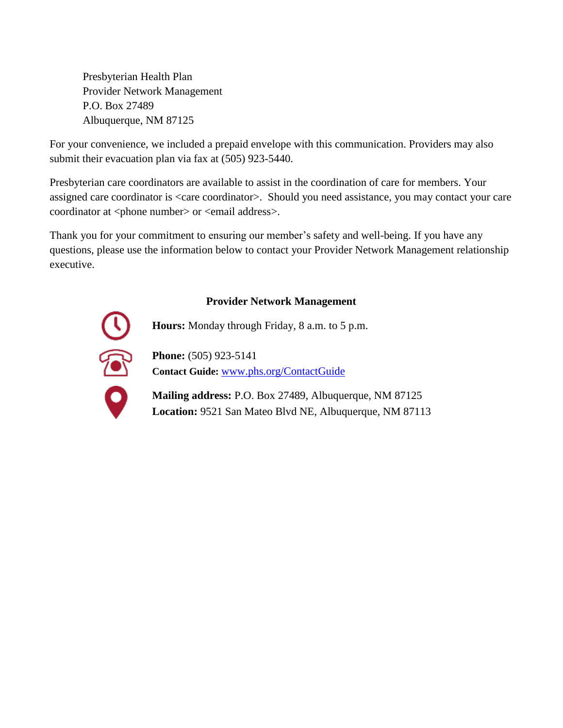Presbyterian Health Plan
Provider Network Management
P.O. Box 27489
Albuquerque, NM 87125

For your convenience, we included a prepaid envelope with this communication. Providers may also submit their evacuation plan via fax at (505) 923-5440.

Presbyterian care coordinators are available to assist in the coordination of care for members. Your assigned care coordinator is <care coordinator>. Should you need assistance, you may contact your care coordinator at <phone number> or <email address>.

Thank you for your commitment to ensuring our member's safety and well-being. If you have any questions, please use the information below to contact your Provider Network Management relationship executive.

**Provider Network Management**

**Hours:** Monday through Friday, 8 a.m. to 5 p.m.

**Phone:** (505) 923-5141
**Contact Guide:** [www.phs.org/ContactGuide](www.phs.org/ContactGuide)

**Mailing address:** P.O. Box 27489, Albuquerque, NM 87125
**Location:** 9521 San Mateo Blvd NE, Albuquerque, NM 87113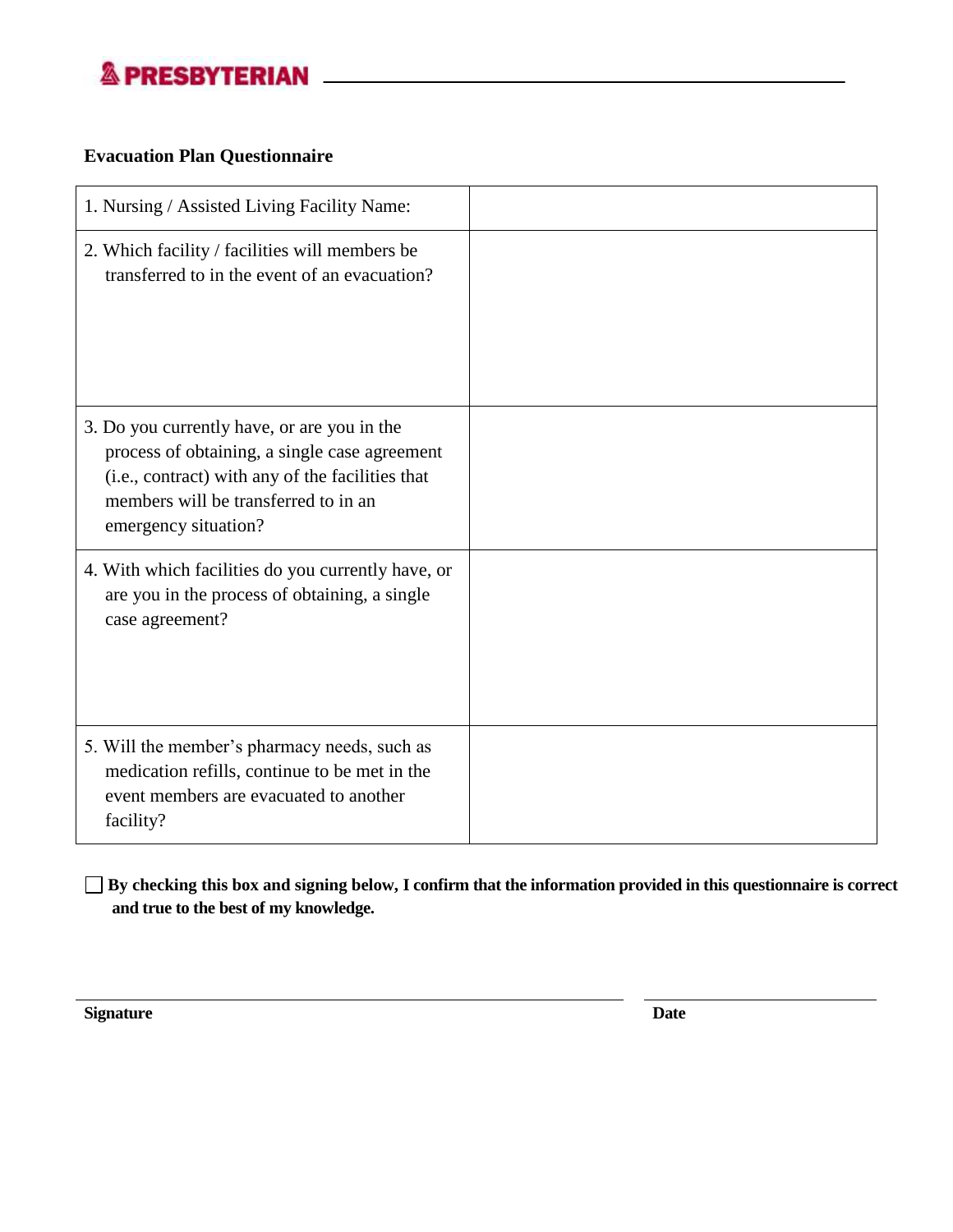PRESBYTERIAN

**Evacuation Plan Questionnaire**

| | |
|---|---|
| 1. Nursing / Assisted Living Facility Name: | |
| 2. Which facility / facilities will members be transferred to in the event of an evacuation? | |
| 3. Do you currently have, or are you in the process of obtaining, a single case agreement (i.e., contract) with any of the facilities that members will be transferred to in an emergency situation? | |
| 4. With which facilities do you currently have, or are you in the process of obtaining, a single case agreement? | |
| 5. Will the member's pharmacy needs, such as medication refills, continue to be met in the event members are evacuated to another facility? | |

☐ **By checking this box and signing below, I confirm that the information provided in this questionnaire is correct and true to the best of my knowledge.**

**Signature** ______________________________ **Date** ______________